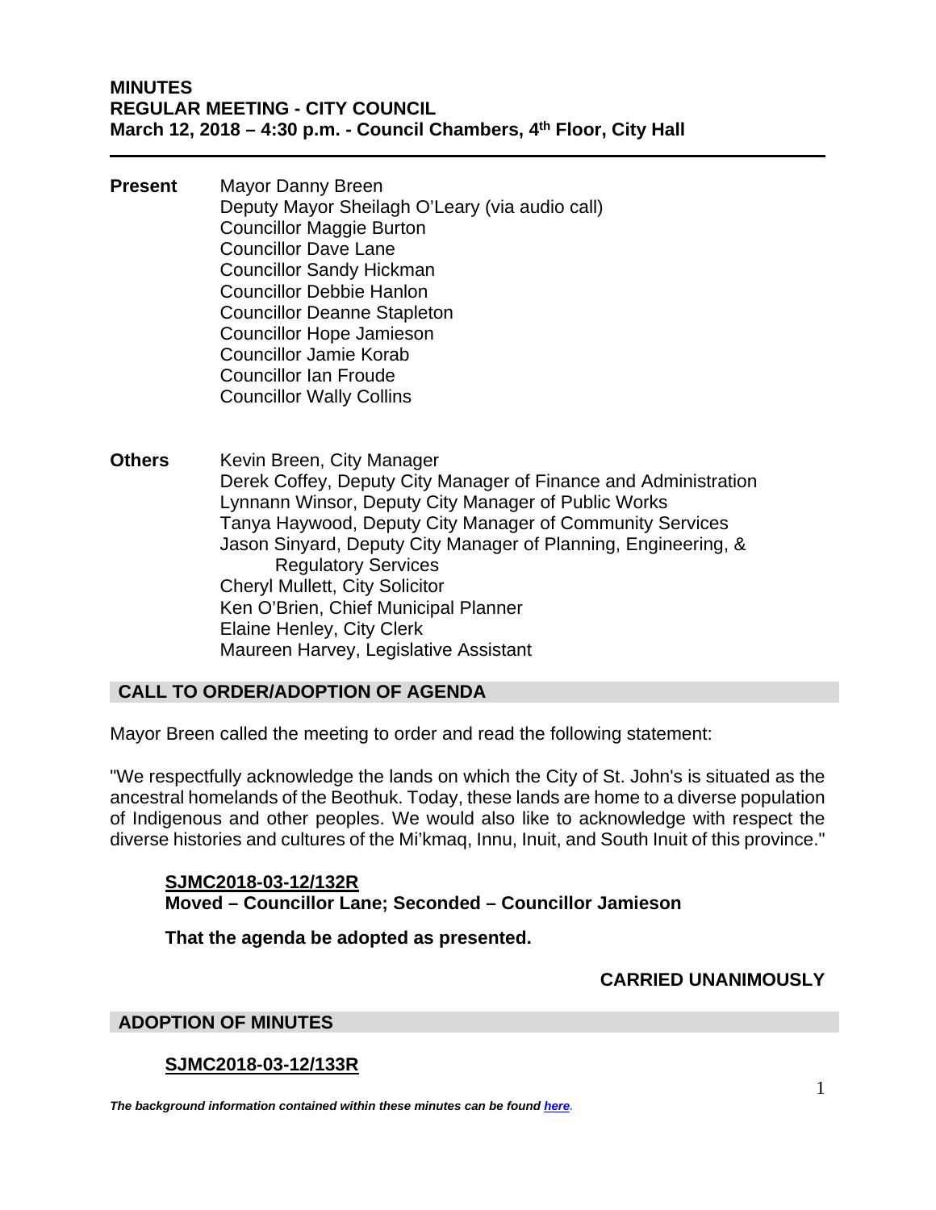**MINUTES**
**REGULAR MEETING - CITY COUNCIL**
**March 12, 2018 – 4:30 p.m. - Council Chambers, 4th Floor, City Hall**

---

**Present**
Mayor Danny Breen
Deputy Mayor Sheilagh O'Leary (via audio call)
Councillor Maggie Burton
Councillor Dave Lane
Councillor Sandy Hickman
Councillor Debbie Hanlon
Councillor Deanne Stapleton
Councillor Hope Jamieson
Councillor Jamie Korab
Councillor Ian Froude
Councillor Wally Collins

**Others**
Kevin Breen, City Manager
Derek Coffey, Deputy City Manager of Finance and Administration
Lynnann Winsor, Deputy City Manager of Public Works
Tanya Haywood, Deputy City Manager of Community Services
Jason Sinyard, Deputy City Manager of Planning, Engineering, & Regulatory Services
Cheryl Mullett, City Solicitor
Ken O'Brien, Chief Municipal Planner
Elaine Henley, City Clerk
Maureen Harvey, Legislative Assistant

## CALL TO ORDER/ADOPTION OF AGENDA

Mayor Breen called the meeting to order and read the following statement:

"We respectfully acknowledge the lands on which the City of St. John's is situated as the ancestral homelands of the Beothuk. Today, these lands are home to a diverse population of Indigenous and other peoples. We would also like to acknowledge with respect the diverse histories and cultures of the Mi'kmaq, Innu, Inuit, and South Inuit of this province."

**SJMC2018-03-12/132R**
**Moved – Councillor Lane; Seconded – Councillor Jamieson**

**That the agenda be adopted as presented.**

**CARRIED UNANIMOUSLY**

## ADOPTION OF MINUTES

**SJMC2018-03-12/133R**

***The background information contained within these minutes can be found here.***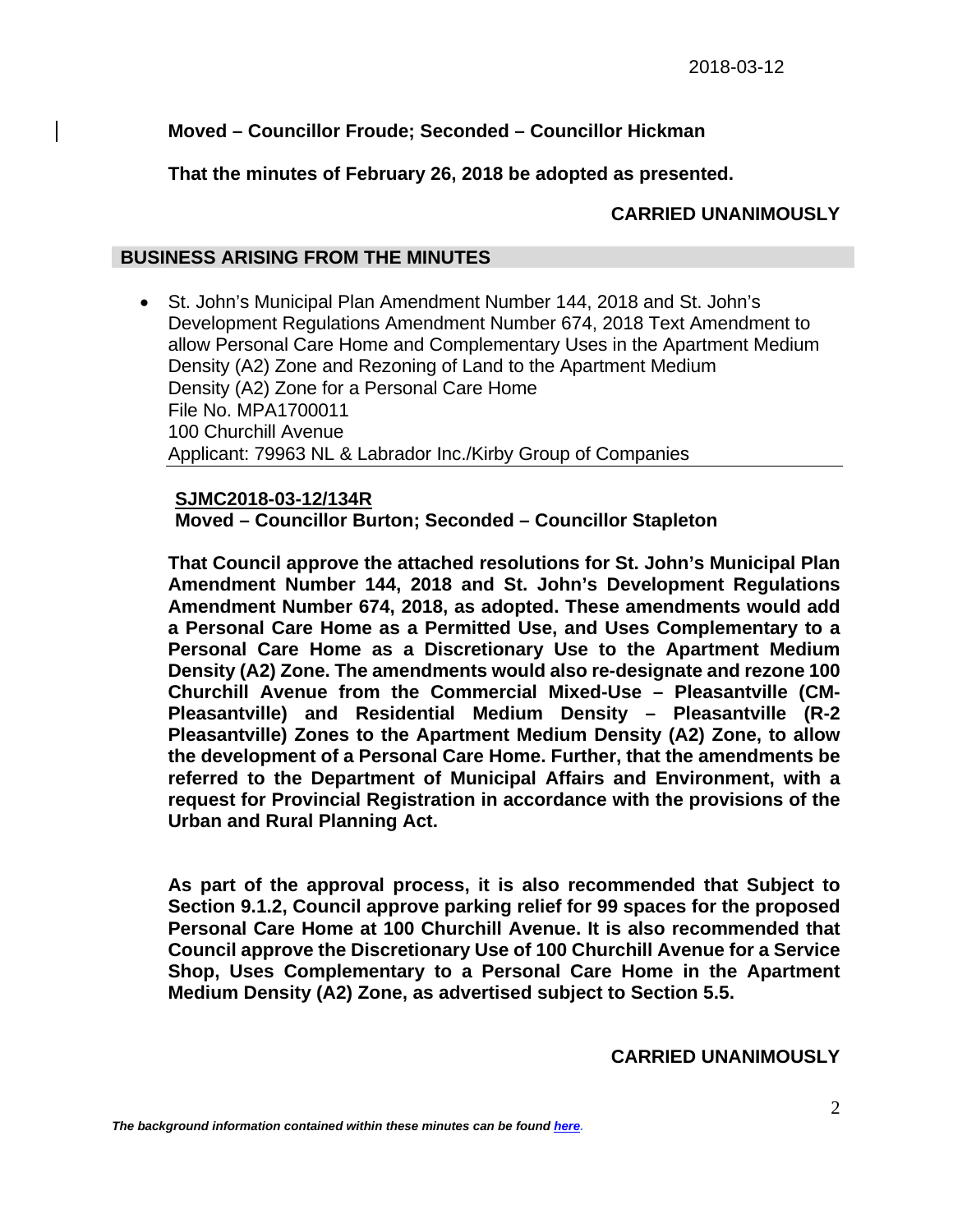**Moved – Councillor Froude; Seconded – Councillor Hickman**

**That the minutes of February 26, 2018 be adopted as presented.**

**CARRIED UNANIMOUSLY**

## BUSINESS ARISING FROM THE MINUTES

- St. John's Municipal Plan Amendment Number 144, 2018 and St. John's Development Regulations Amendment Number 674, 2018 Text Amendment to allow Personal Care Home and Complementary Uses in the Apartment Medium Density (A2) Zone and Rezoning of Land to the Apartment Medium Density (A2) Zone for a Personal Care Home
File No. MPA1700011
100 Churchill Avenue
Applicant: 79963 NL & Labrador Inc./Kirby Group of Companies

**SJMC2018-03-12/134R**
**Moved – Councillor Burton; Seconded – Councillor Stapleton**

**That Council approve the attached resolutions for St. John's Municipal Plan Amendment Number 144, 2018 and St. John's Development Regulations Amendment Number 674, 2018, as adopted. These amendments would add a Personal Care Home as a Permitted Use, and Uses Complementary to a Personal Care Home as a Discretionary Use to the Apartment Medium Density (A2) Zone. The amendments would also re-designate and rezone 100 Churchill Avenue from the Commercial Mixed-Use – Pleasantville (CM-Pleasantville) and Residential Medium Density – Pleasantville (R-2 Pleasantville) Zones to the Apartment Medium Density (A2) Zone, to allow the development of a Personal Care Home. Further, that the amendments be referred to the Department of Municipal Affairs and Environment, with a request for Provincial Registration in accordance with the provisions of the Urban and Rural Planning Act.**

**As part of the approval process, it is also recommended that Subject to Section 9.1.2, Council approve parking relief for 99 spaces for the proposed Personal Care Home at 100 Churchill Avenue. It is also recommended that Council approve the Discretionary Use of 100 Churchill Avenue for a Service Shop, Uses Complementary to a Personal Care Home in the Apartment Medium Density (A2) Zone, as advertised subject to Section 5.5.**

**CARRIED UNANIMOUSLY**

***The background information contained within these minutes can be found here.***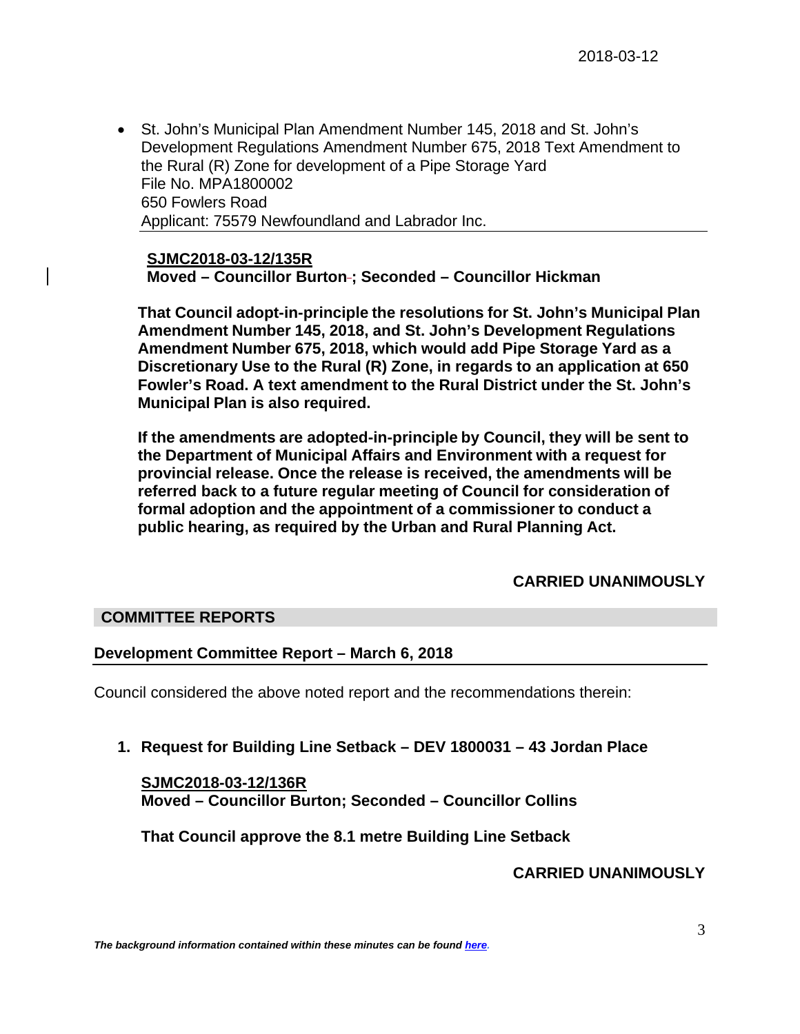- St. John's Municipal Plan Amendment Number 145, 2018 and St. John's Development Regulations Amendment Number 675, 2018 Text Amendment to the Rural (R) Zone for development of a Pipe Storage Yard
  File No. MPA1800002
  650 Fowlers Road
  Applicant: 75579 Newfoundland and Labrador Inc.

**SJMC2018-03-12/135R**
**Moved – Councillor Burton; Seconded – Councillor Hickman**

**That Council adopt-in-principle the resolutions for St. John's Municipal Plan Amendment Number 145, 2018, and St. John's Development Regulations Amendment Number 675, 2018, which would add Pipe Storage Yard as a Discretionary Use to the Rural (R) Zone, in regards to an application at 650 Fowler's Road. A text amendment to the Rural District under the St. John's Municipal Plan is also required.**

**If the amendments are adopted-in-principle by Council, they will be sent to the Department of Municipal Affairs and Environment with a request for provincial release. Once the release is received, the amendments will be referred back to a future regular meeting of Council for consideration of formal adoption and the appointment of a commissioner to conduct a public hearing, as required by the Urban and Rural Planning Act.**

**CARRIED UNANIMOUSLY**

## COMMITTEE REPORTS

### Development Committee Report – March 6, 2018

Council considered the above noted report and the recommendations therein:

1. **Request for Building Line Setback – DEV 1800031 – 43 Jordan Place**

**SJMC2018-03-12/136R**
**Moved – Councillor Burton; Seconded – Councillor Collins**

**That Council approve the 8.1 metre Building Line Setback**

**CARRIED UNANIMOUSLY**

*The background information contained within these minutes can be found here.*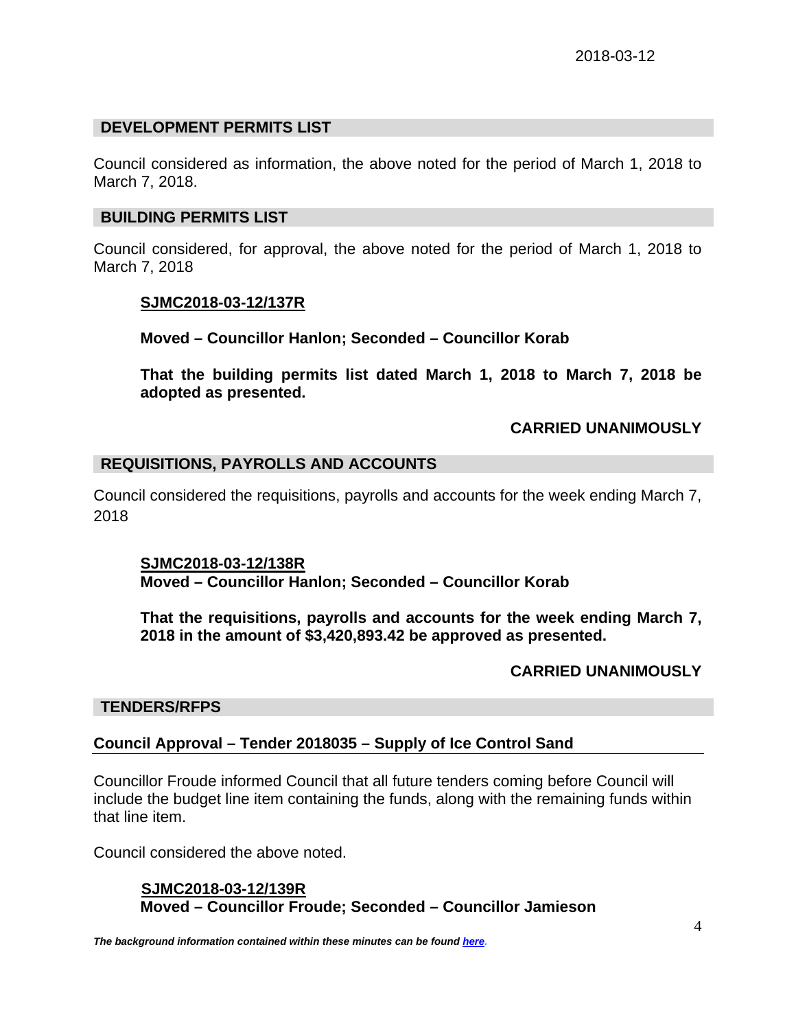## DEVELOPMENT PERMITS LIST

Council considered as information, the above noted for the period of March 1, 2018 to March 7, 2018.

## BUILDING PERMITS LIST

Council considered, for approval, the above noted for the period of March 1, 2018 to March 7, 2018

**SJMC2018-03-12/137R**

**Moved – Councillor Hanlon; Seconded – Councillor Korab**

**That the building permits list dated March 1, 2018 to March 7, 2018 be adopted as presented.**

**CARRIED UNANIMOUSLY**

## REQUISITIONS, PAYROLLS AND ACCOUNTS

Council considered the requisitions, payrolls and accounts for the week ending March 7, 2018

**SJMC2018-03-12/138R**
**Moved – Councillor Hanlon; Seconded – Councillor Korab**

**That the requisitions, payrolls and accounts for the week ending March 7, 2018 in the amount of $3,420,893.42 be approved as presented.**

**CARRIED UNANIMOUSLY**

## TENDERS/RFPS

### Council Approval – Tender 2018035 – Supply of Ice Control Sand

Councillor Froude informed Council that all future tenders coming before Council will include the budget line item containing the funds, along with the remaining funds within that line item.

Council considered the above noted.

**SJMC2018-03-12/139R**
**Moved – Councillor Froude; Seconded – Councillor Jamieson**

***The background information contained within these minutes can be found here.***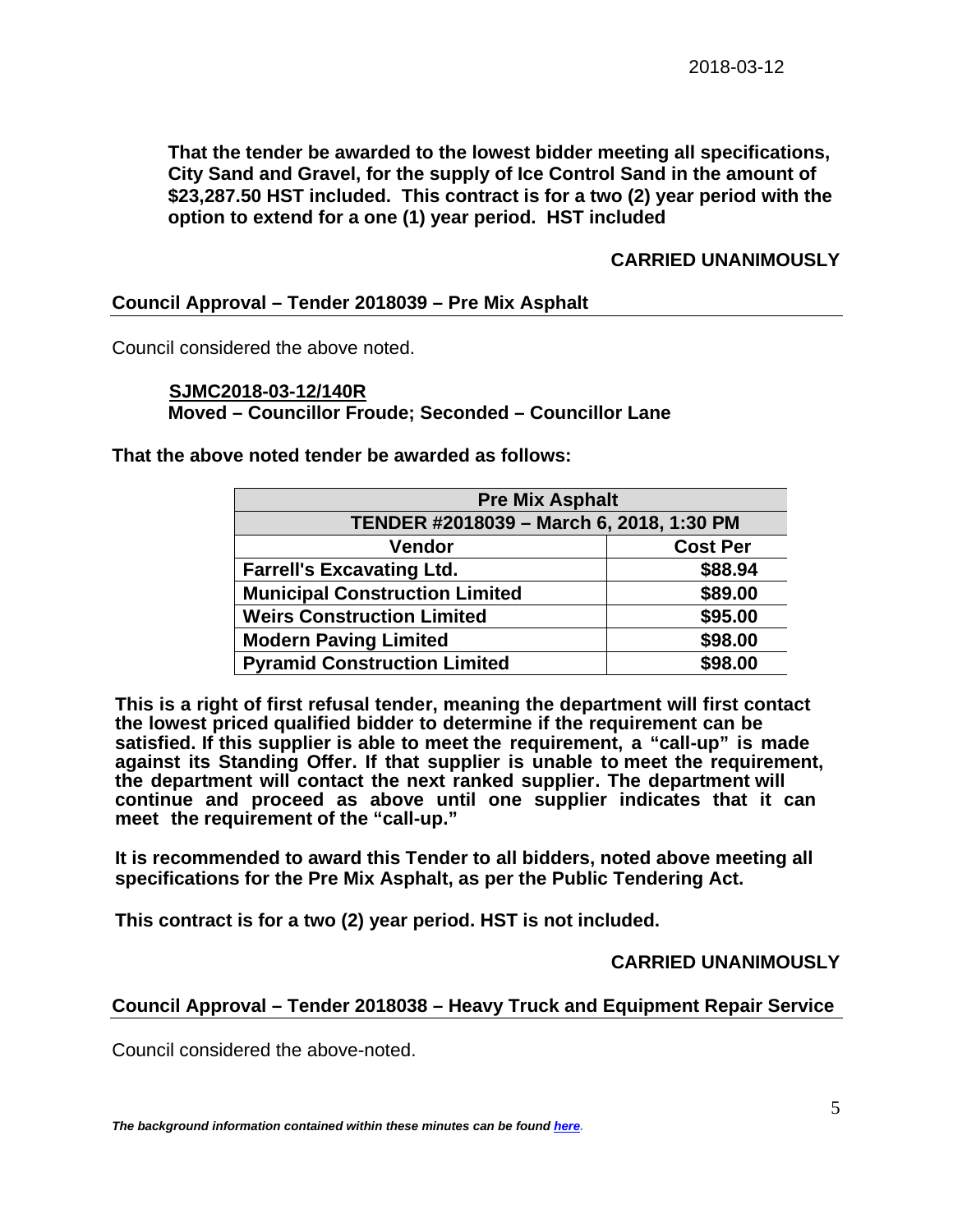**That the tender be awarded to the lowest bidder meeting all specifications, City Sand and Gravel, for the supply of Ice Control Sand in the amount of $23,287.50 HST included. This contract is for a two (2) year period with the option to extend for a one (1) year period. HST included**

**CARRIED UNANIMOUSLY**

## Council Approval – Tender 2018039 – Pre Mix Asphalt

Council considered the above noted.

**SJMC2018-03-12/140R**
**Moved – Councillor Froude; Seconded – Councillor Lane**

**That the above noted tender be awarded as follows:**

| Pre Mix Asphalt | |
|---|---|
| **TENDER #2018039 – March 6, 2018, 1:30 PM** | |
| **Vendor** | **Cost Per** |
| **Farrell's Excavating Ltd.** | **$88.94** |
| **Municipal Construction Limited** | **$89.00** |
| **Weirs Construction Limited** | **$95.00** |
| **Modern Paving Limited** | **$98.00** |
| **Pyramid Construction Limited** | **$98.00** |

**This is a right of first refusal tender, meaning the department will first contact the lowest priced qualified bidder to determine if the requirement can be satisfied. If this supplier is able to meet the requirement, a "call-up" is made against its Standing Offer. If that supplier is unable to meet the requirement, the department will contact the next ranked supplier. The department will continue and proceed as above until one supplier indicates that it can meet the requirement of the "call-up."**

**It is recommended to award this Tender to all bidders, noted above meeting all specifications for the Pre Mix Asphalt, as per the Public Tendering Act.**

**This contract is for a two (2) year period. HST is not included.**

**CARRIED UNANIMOUSLY**

## Council Approval – Tender 2018038 – Heavy Truck and Equipment Repair Service

Council considered the above-noted.

*The background information contained within these minutes can be found here.*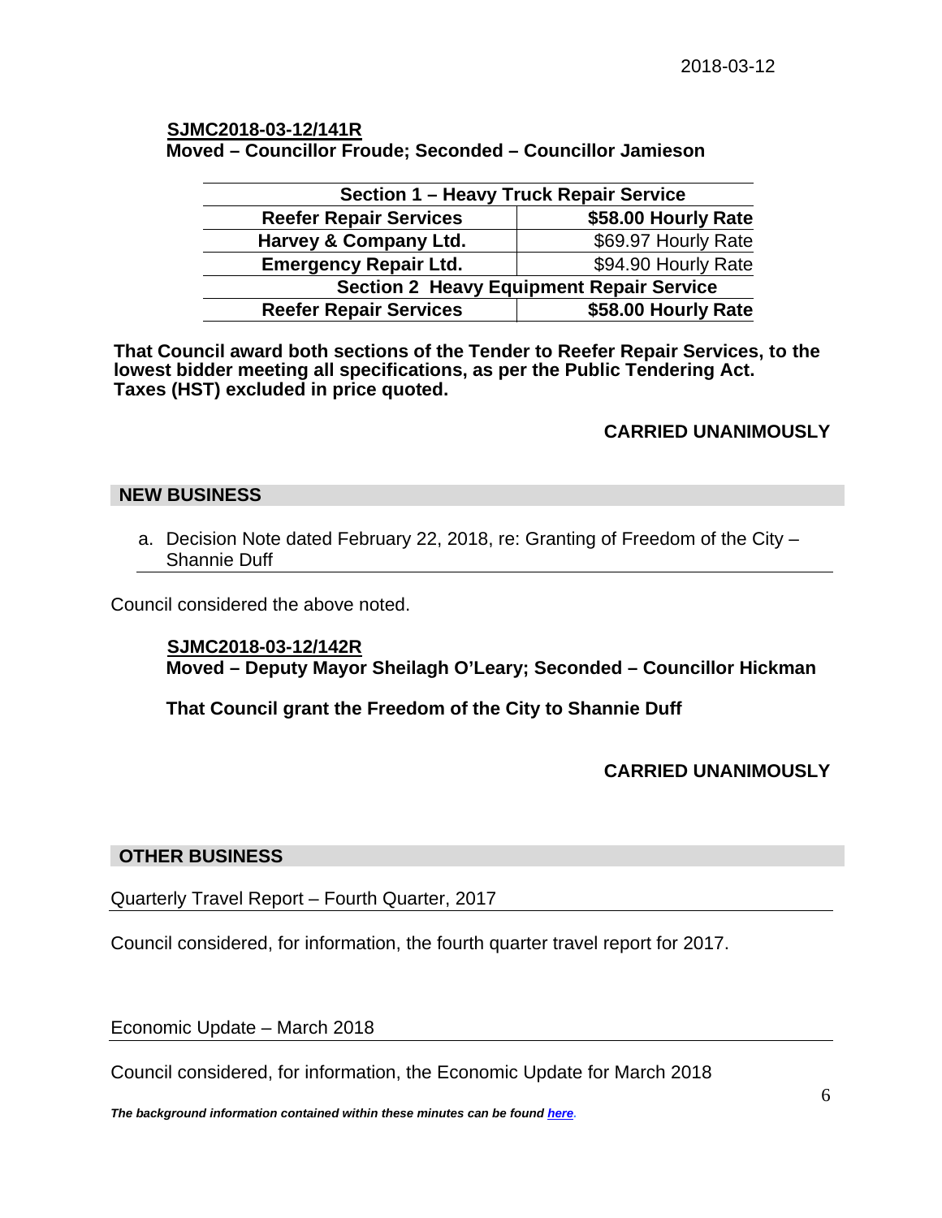**SJMC2018-03-12/141R**
**Moved – Councillor Froude; Seconded – Councillor Jamieson**

| Section 1 – Heavy Truck Repair Service | |
|---|---|
| **Reefer Repair Services** | **$58.00 Hourly Rate** |
| **Harvey & Company Ltd.** | $69.97 Hourly Rate |
| **Emergency Repair Ltd.** | $94.90 Hourly Rate |
| **Section 2 Heavy Equipment Repair Service** | |
| **Reefer Repair Services** | **$58.00 Hourly Rate** |

**That Council award both sections of the Tender to Reefer Repair Services, to the lowest bidder meeting all specifications, as per the Public Tendering Act. Taxes (HST) excluded in price quoted.**

**CARRIED UNANIMOUSLY**

## NEW BUSINESS

a. Decision Note dated February 22, 2018, re: Granting of Freedom of the City – Shannie Duff

Council considered the above noted.

**SJMC2018-03-12/142R**
**Moved – Deputy Mayor Sheilagh O'Leary; Seconded – Councillor Hickman**

**That Council grant the Freedom of the City to Shannie Duff**

**CARRIED UNANIMOUSLY**

## OTHER BUSINESS

Quarterly Travel Report – Fourth Quarter, 2017

Council considered, for information, the fourth quarter travel report for 2017.

Economic Update – March 2018

Council considered, for information, the Economic Update for March 2018

***The background information contained within these minutes can be found here.***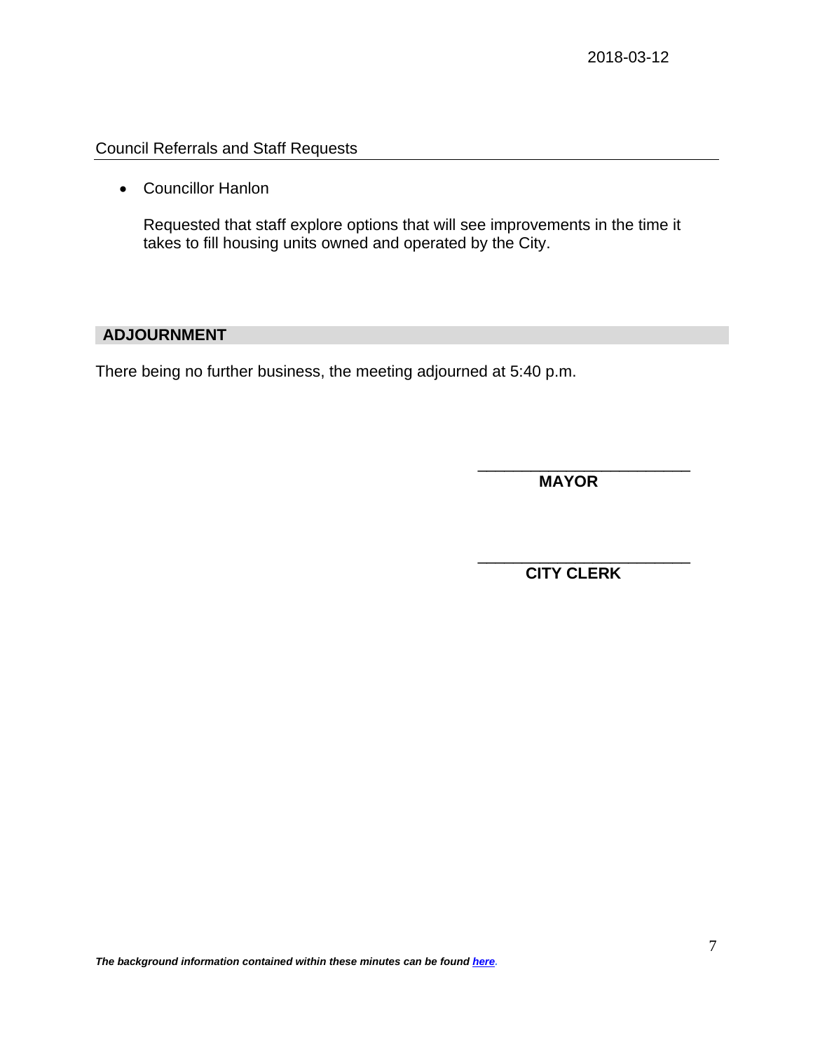## Council Referrals and Staff Requests

- Councillor Hanlon

  Requested that staff explore options that will see improvements in the time it takes to fill housing units owned and operated by the City.

## ADJOURNMENT

There being no further business, the meeting adjourned at 5:40 p.m.

\_\_\_\_\_\_\_\_\_\_\_\_\_\_\_\_\_\_\_\_\_\_\_\_\_\_

**MAYOR**

\_\_\_\_\_\_\_\_\_\_\_\_\_\_\_\_\_\_\_\_\_\_\_\_\_\_

**CITY CLERK**

***The background information contained within these minutes can be found here.***